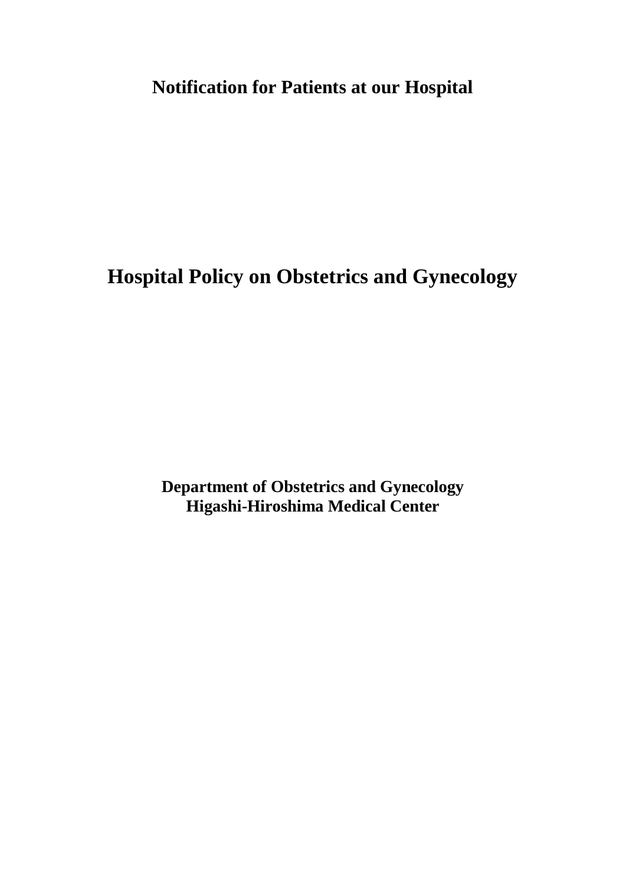**Notification for Patients at our Hospital**

# Hospital Policy on Obstetrics and Gynecology

**Department of Obstetrics and Gynecology**
**Higashi-Hiroshima Medical Center**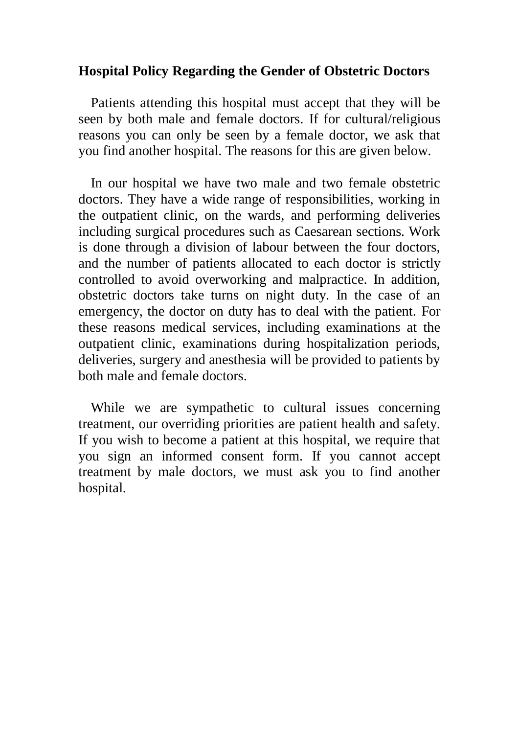**Hospital Policy Regarding the Gender of Obstetric Doctors**

Patients attending this hospital must accept that they will be seen by both male and female doctors. If for cultural/religious reasons you can only be seen by a female doctor, we ask that you find another hospital. The reasons for this are given below.

In our hospital we have two male and two female obstetric doctors. They have a wide range of responsibilities, working in the outpatient clinic, on the wards, and performing deliveries including surgical procedures such as Caesarean sections. Work is done through a division of labour between the four doctors, and the number of patients allocated to each doctor is strictly controlled to avoid overworking and malpractice. In addition, obstetric doctors take turns on night duty. In the case of an emergency, the doctor on duty has to deal with the patient. For these reasons medical services, including examinations at the outpatient clinic, examinations during hospitalization periods, deliveries, surgery and anesthesia will be provided to patients by both male and female doctors.

While we are sympathetic to cultural issues concerning treatment, our overriding priorities are patient health and safety. If you wish to become a patient at this hospital, we require that you sign an informed consent form. If you cannot accept treatment by male doctors, we must ask you to find another hospital.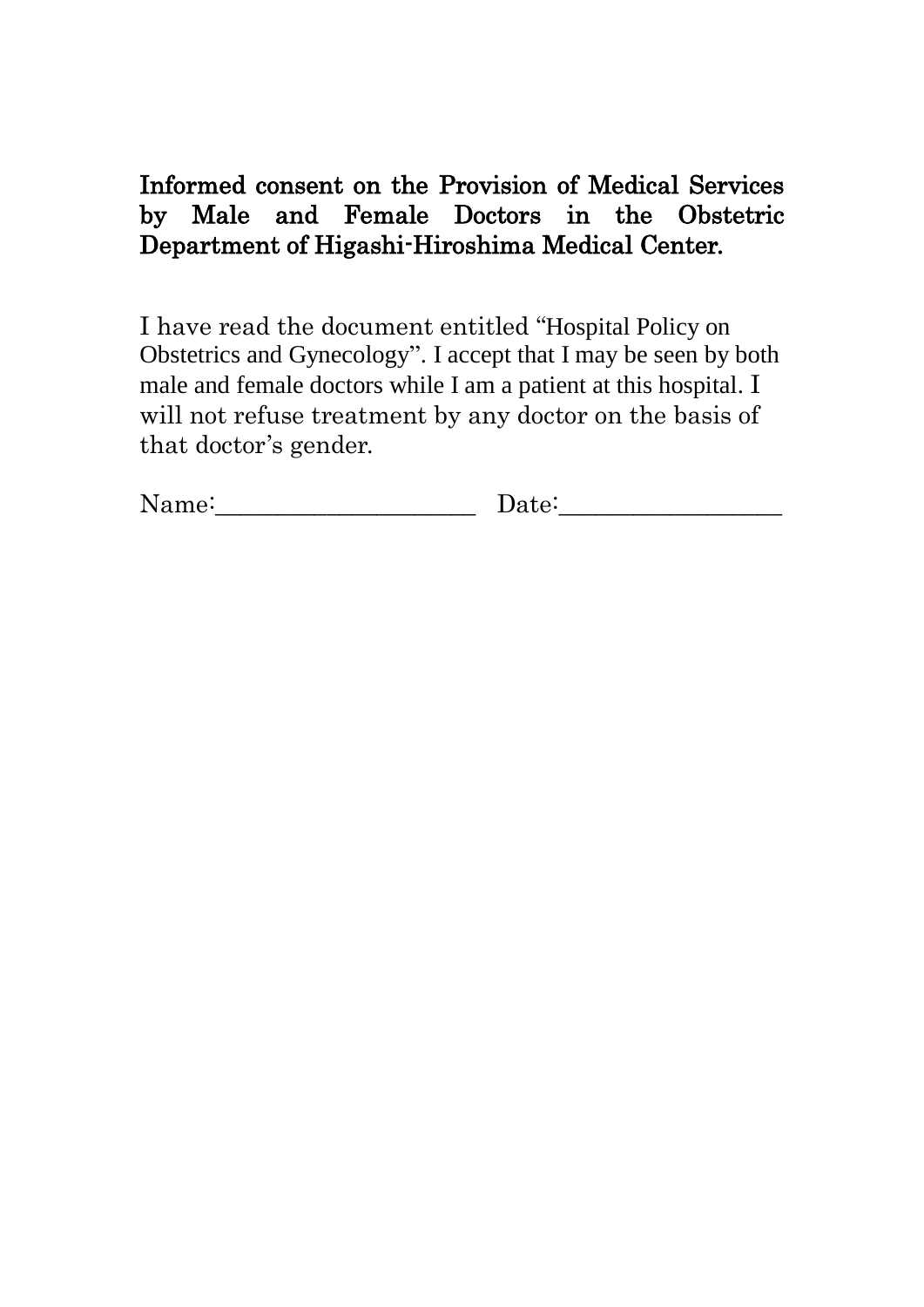**Informed consent on the Provision of Medical Services by Male and Female Doctors in the Obstetric Department of Higashi-Hiroshima Medical Center.**

I have read the document entitled "Hospital Policy on Obstetrics and Gynecology". I accept that I may be seen by both male and female doctors while I am a patient at this hospital. I will not refuse treatment by any doctor on the basis of that doctor's gender.

Name:____________________ Date:________________